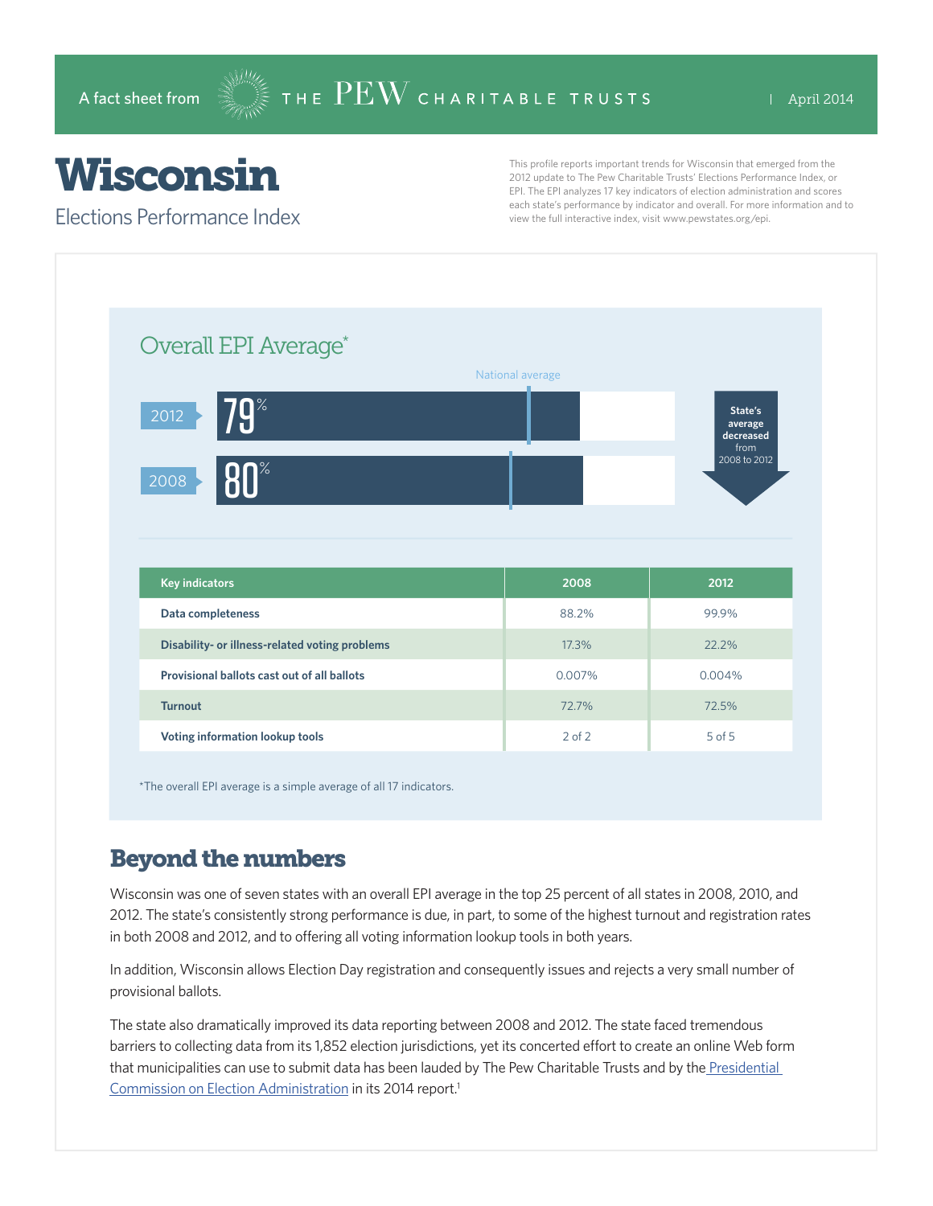A fact sheet from THE PEW CHARITABLE TRUSTS | April 2014

# Wisconsin

## Elections Performance Index

This profile reports important trends for Wisconsin that emerged from the 2012 update to The Pew Charitable Trusts' Elections Performance Index, or EPI. The EPI analyzes 17 key indicators of election administration and scores each state's performance by indicator and overall. For more information and to view the full interactive index, visit www.pewstates.org/epi.

### Overall EPI Average*

National average

2012: 79%

2008: 80%

State's average decreased from 2008 to 2012

| Key indicators | 2008 | 2012 |
|---|---|---|
| Data completeness | 88.2% | 99.9% |
| Disability- or illness-related voting problems | 17.3% | 22.2% |
| Provisional ballots cast out of all ballots | 0.007% | 0.004% |
| Turnout | 72.7% | 72.5% |
| Voting information lookup tools | 2 of 2 | 5 of 5 |

*The overall EPI average is a simple average of all 17 indicators.

## Beyond the numbers

Wisconsin was one of seven states with an overall EPI average in the top 25 percent of all states in 2008, 2010, and 2012. The state's consistently strong performance is due, in part, to some of the highest turnout and registration rates in both 2008 and 2012, and to offering all voting information lookup tools in both years.

In addition, Wisconsin allows Election Day registration and consequently issues and rejects a very small number of provisional ballots.

The state also dramatically improved its data reporting between 2008 and 2012. The state faced tremendous barriers to collecting data from its 1,852 election jurisdictions, yet its concerted effort to create an online Web form that municipalities can use to submit data has been lauded by The Pew Charitable Trusts and by the Presidential Commission on Election Administration in its 2014 report.[1]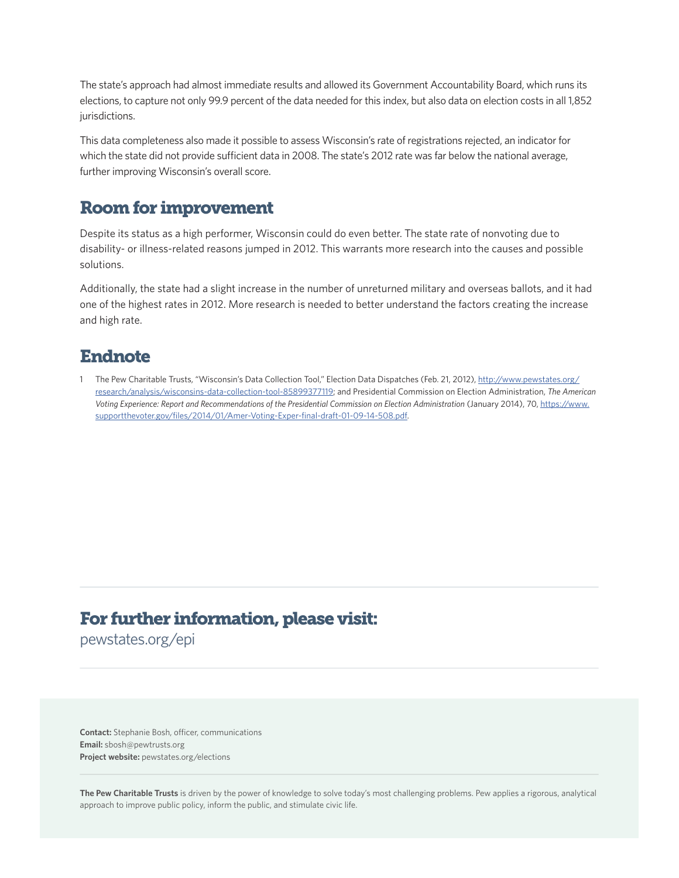The state's approach had almost immediate results and allowed its Government Accountability Board, which runs its elections, to capture not only 99.9 percent of the data needed for this index, but also data on election costs in all 1,852 jurisdictions.

This data completeness also made it possible to assess Wisconsin's rate of registrations rejected, an indicator for which the state did not provide sufficient data in 2008. The state's 2012 rate was far below the national average, further improving Wisconsin's overall score.

## Room for improvement

Despite its status as a high performer, Wisconsin could do even better. The state rate of nonvoting due to disability- or illness-related reasons jumped in 2012. This warrants more research into the causes and possible solutions.

Additionally, the state had a slight increase in the number of unreturned military and overseas ballots, and it had one of the highest rates in 2012. More research is needed to better understand the factors creating the increase and high rate.

## Endnote

1 The Pew Charitable Trusts, "Wisconsin's Data Collection Tool," Election Data Dispatches (Feb. 21, 2012), http://www.pewstates.org/research/analysis/wisconsins-data-collection-tool-85899377119; and Presidential Commission on Election Administration, *The American Voting Experience: Report and Recommendations of the Presidential Commission on Election Administration* (January 2014), 70, https://www.supportthevoter.gov/files/2014/01/Amer-Voting-Exper-final-draft-01-09-14-508.pdf.

## For further information, please visit:

pewstates.org/epi

**Contact:** Stephanie Bosh, officer, communications
**Email:** sbosh@pewtrusts.org
**Project website:** pewstates.org/elections

**The Pew Charitable Trusts** is driven by the power of knowledge to solve today's most challenging problems. Pew applies a rigorous, analytical approach to improve public policy, inform the public, and stimulate civic life.